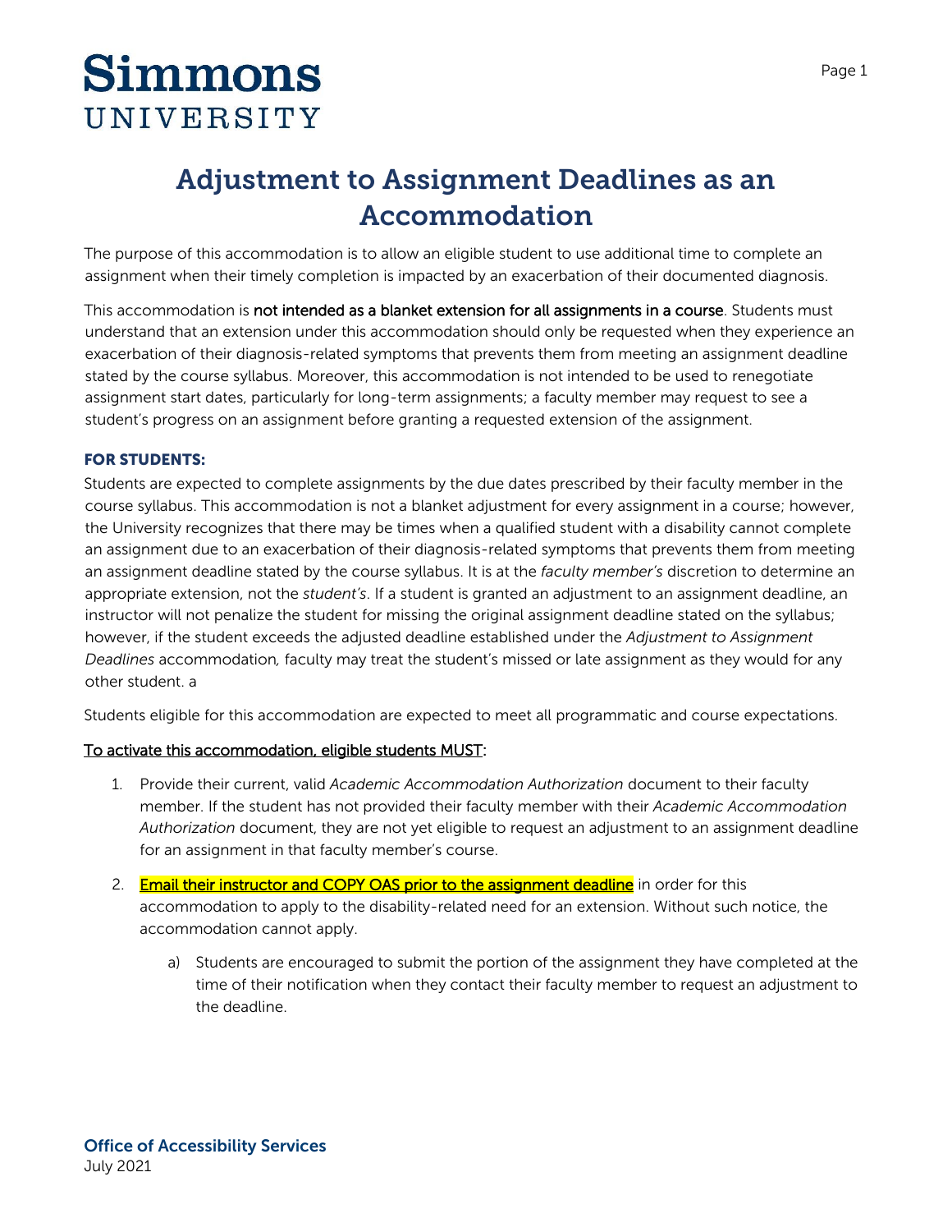# Simmons UNIVERSITY

# Adjustment to Assignment Deadlines as an Accommodation

The purpose of this accommodation is to allow an eligible student to use additional time to complete an assignment when their timely completion is impacted by an exacerbation of their documented diagnosis.

This accommodation is **not intended as a blanket extension for all assignments in a course**. Students must understand that an extension under this accommodation should only be requested when they experience an exacerbation of their diagnosis-related symptoms that prevents them from meeting an assignment deadline stated by the course syllabus. Moreover, this accommodation is not intended to be used to renegotiate assignment start dates, particularly for long-term assignments; a faculty member may request to see a student's progress on an assignment before granting a requested extension of the assignment.

### FOR STUDENTS:

Students are expected to complete assignments by the due dates prescribed by their faculty member in the course syllabus. This accommodation is not a blanket adjustment for every assignment in a course; however, the University recognizes that there may be times when a qualified student with a disability cannot complete an assignment due to an exacerbation of their diagnosis-related symptoms that prevents them from meeting an assignment deadline stated by the course syllabus. It is at the *faculty member's* discretion to determine an appropriate extension, not the *student's*. If a student is granted an adjustment to an assignment deadline, an instructor will not penalize the student for missing the original assignment deadline stated on the syllabus; however, if the student exceeds the adjusted deadline established under the *Adjustment to Assignment Deadlines* accommodation*,* faculty may treat the student's missed or late assignment as they would for any other student. a

Students eligible for this accommodation are expected to meet all programmatic and course expectations.

<u>To activate this accommodation, eligible students MUST</u>:

1. Provide their current, valid *Academic Accommodation Authorization* document to their faculty member. If the student has not provided their faculty member with their *Academic Accommodation Authorization* document, they are not yet eligible to request an adjustment to an assignment deadline for an assignment in that faculty member's course.
2. <u>Email their instructor and COPY OAS prior to the assignment deadline</u> in order for this accommodation to apply to the disability-related need for an extension. Without such notice, the accommodation cannot apply.
    a) Students are encouraged to submit the portion of the assignment they have completed at the time of their notification when they contact their faculty member to request an adjustment to the deadline.

**Office of Accessibility Services**
July 2021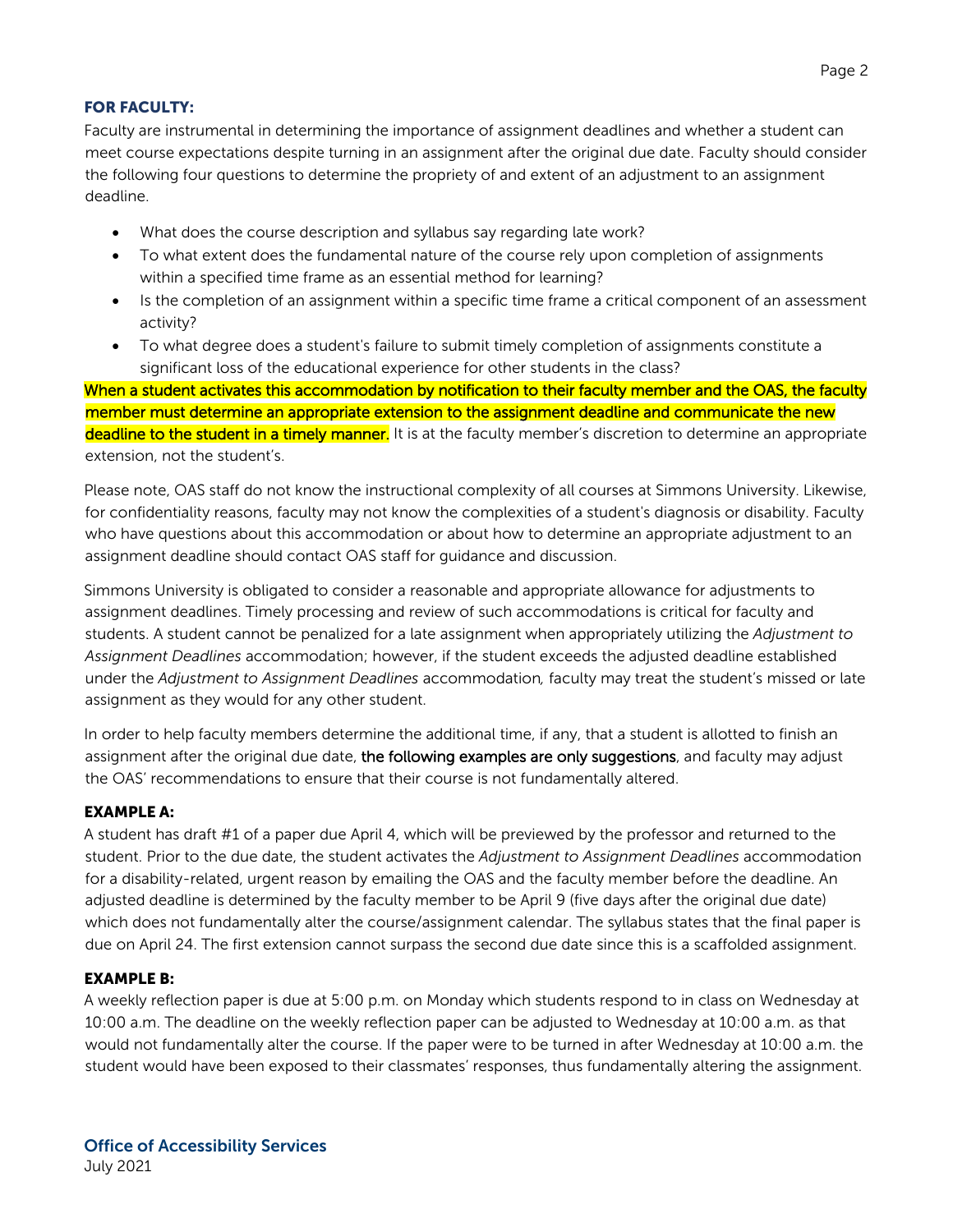### FOR FACULTY:

Faculty are instrumental in determining the importance of assignment deadlines and whether a student can meet course expectations despite turning in an assignment after the original due date. Faculty should consider the following four questions to determine the propriety of and extent of an adjustment to an assignment deadline.

- What does the course description and syllabus say regarding late work?
- To what extent does the fundamental nature of the course rely upon completion of assignments within a specified time frame as an essential method for learning?
- Is the completion of an assignment within a specific time frame a critical component of an assessment activity?
- To what degree does a student's failure to submit timely completion of assignments constitute a significant loss of the educational experience for other students in the class?

When a student activates this accommodation by notification to their faculty member and the OAS, the faculty member must determine an appropriate extension to the assignment deadline and communicate the new deadline to the student in a timely manner. It is at the faculty member's discretion to determine an appropriate extension, not the student's.

Please note, OAS staff do not know the instructional complexity of all courses at Simmons University. Likewise, for confidentiality reasons, faculty may not know the complexities of a student's diagnosis or disability. Faculty who have questions about this accommodation or about how to determine an appropriate adjustment to an assignment deadline should contact OAS staff for guidance and discussion.

Simmons University is obligated to consider a reasonable and appropriate allowance for adjustments to assignment deadlines. Timely processing and review of such accommodations is critical for faculty and students. A student cannot be penalized for a late assignment when appropriately utilizing the *Adjustment to Assignment Deadlines* accommodation; however, if the student exceeds the adjusted deadline established under the *Adjustment to Assignment Deadlines* accommodation*,* faculty may treat the student's missed or late assignment as they would for any other student.

In order to help faculty members determine the additional time, if any, that a student is allotted to finish an assignment after the original due date, the following examples are only suggestions, and faculty may adjust the OAS' recommendations to ensure that their course is not fundamentally altered.

#### EXAMPLE A:

A student has draft #1 of a paper due April 4, which will be previewed by the professor and returned to the student. Prior to the due date, the student activates the *Adjustment to Assignment Deadlines* accommodation for a disability-related, urgent reason by emailing the OAS and the faculty member before the deadline. An adjusted deadline is determined by the faculty member to be April 9 (five days after the original due date) which does not fundamentally alter the course/assignment calendar. The syllabus states that the final paper is due on April 24. The first extension cannot surpass the second due date since this is a scaffolded assignment.

#### EXAMPLE B:

A weekly reflection paper is due at 5:00 p.m. on Monday which students respond to in class on Wednesday at 10:00 a.m. The deadline on the weekly reflection paper can be adjusted to Wednesday at 10:00 a.m. as that would not fundamentally alter the course. If the paper were to be turned in after Wednesday at 10:00 a.m. the student would have been exposed to their classmates' responses, thus fundamentally altering the assignment.

**Office of Accessibility Services**
July 2021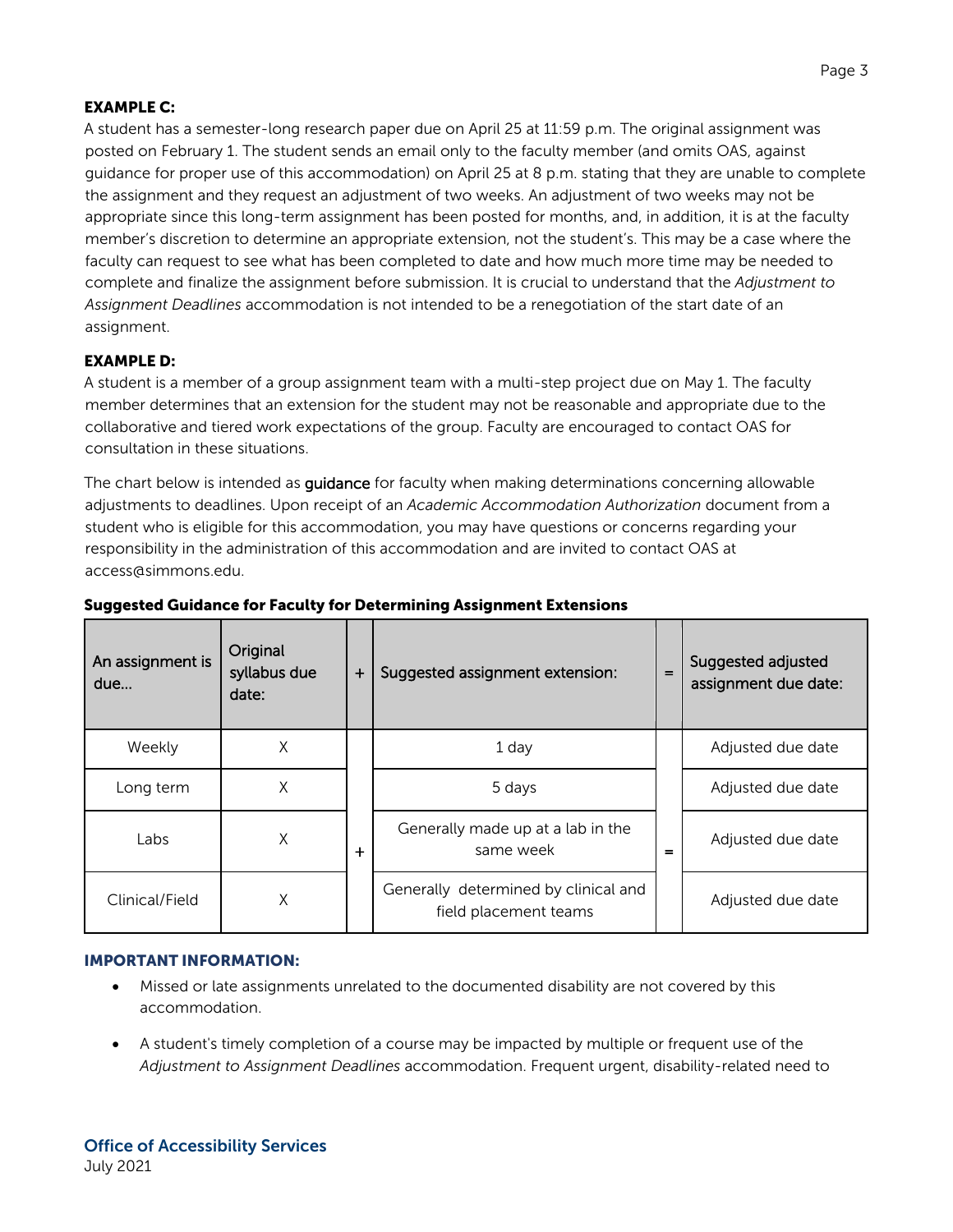**EXAMPLE C:**

A student has a semester-long research paper due on April 25 at 11:59 p.m. The original assignment was posted on February 1. The student sends an email only to the faculty member (and omits OAS, against guidance for proper use of this accommodation) on April 25 at 8 p.m. stating that they are unable to complete the assignment and they request an adjustment of two weeks. An adjustment of two weeks may not be appropriate since this long-term assignment has been posted for months, and, in addition, it is at the faculty member's discretion to determine an appropriate extension, not the student's. This may be a case where the faculty can request to see what has been completed to date and how much more time may be needed to complete and finalize the assignment before submission. It is crucial to understand that the *Adjustment to Assignment Deadlines* accommodation is not intended to be a renegotiation of the start date of an assignment.

**EXAMPLE D:**

A student is a member of a group assignment team with a multi-step project due on May 1. The faculty member determines that an extension for the student may not be reasonable and appropriate due to the collaborative and tiered work expectations of the group. Faculty are encouraged to contact OAS for consultation in these situations.

The chart below is intended as **guidance** for faculty when making determinations concerning allowable adjustments to deadlines. Upon receipt of an *Academic Accommodation Authorization* document from a student who is eligible for this accommodation, you may have questions or concerns regarding your responsibility in the administration of this accommodation and are invited to contact OAS at access@simmons.edu.

**Suggested Guidance for Faculty for Determining Assignment Extensions**

| An assignment is due… | Original syllabus due date: | + | Suggested assignment extension: | = | Suggested adjusted assignment due date: |
|---|---|---|---|---|---|
| Weekly | X | + | 1 day | = | Adjusted due date |
| Long term | X | + | 5 days | = | Adjusted due date |
| Labs | X | + | Generally made up at a lab in the same week | = | Adjusted due date |
| Clinical/Field | X | + | Generally determined by clinical and field placement teams | = | Adjusted due date |

**IMPORTANT INFORMATION:**

- Missed or late assignments unrelated to the documented disability are not covered by this accommodation.
- A student's timely completion of a course may be impacted by multiple or frequent use of the *Adjustment to Assignment Deadlines* accommodation. Frequent urgent, disability-related need to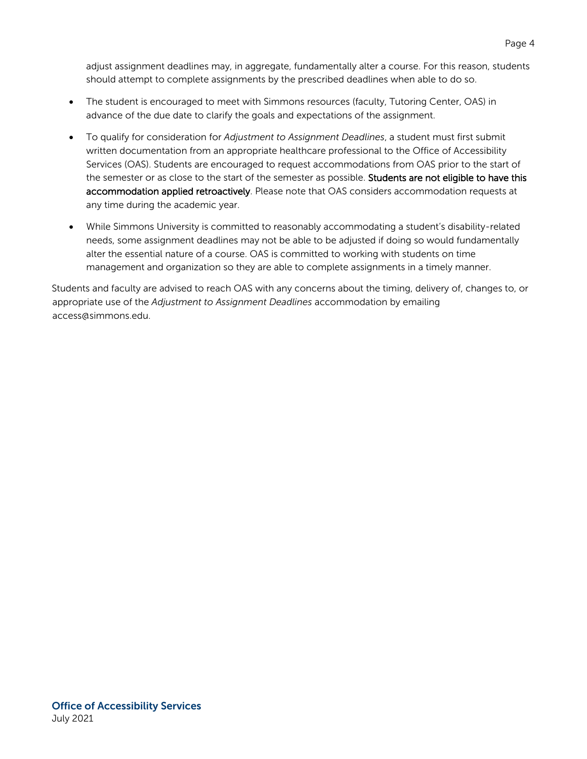adjust assignment deadlines may, in aggregate, fundamentally alter a course. For this reason, students should attempt to complete assignments by the prescribed deadlines when able to do so.

- The student is encouraged to meet with Simmons resources (faculty, Tutoring Center, OAS) in advance of the due date to clarify the goals and expectations of the assignment.
- To qualify for consideration for *Adjustment to Assignment Deadlines*, a student must first submit written documentation from an appropriate healthcare professional to the Office of Accessibility Services (OAS). Students are encouraged to request accommodations from OAS prior to the start of the semester or as close to the start of the semester as possible. **Students are not eligible to have this accommodation applied retroactively**. Please note that OAS considers accommodation requests at any time during the academic year.
- While Simmons University is committed to reasonably accommodating a student's disability-related needs, some assignment deadlines may not be able to be adjusted if doing so would fundamentally alter the essential nature of a course. OAS is committed to working with students on time management and organization so they are able to complete assignments in a timely manner.

Students and faculty are advised to reach OAS with any concerns about the timing, delivery of, changes to, or appropriate use of the *Adjustment to Assignment Deadlines* accommodation by emailing access@simmons.edu.